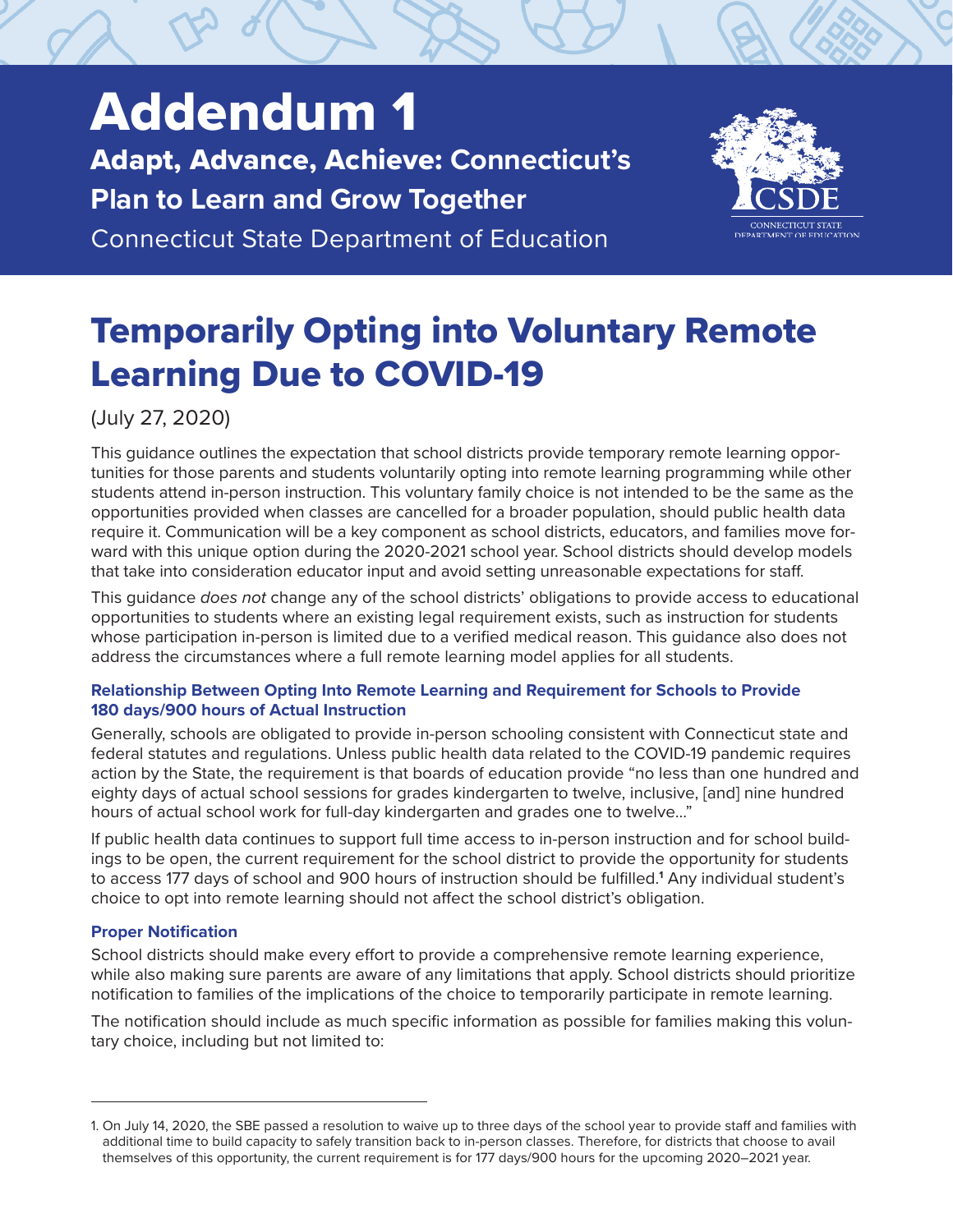# Addendum 1

## Adapt, Advance, Achieve: Connecticut's Plan to Learn and Grow Together

Connecticut State Department of Education

# Temporarily Opting into Voluntary Remote Learning Due to COVID-19

(July 27, 2020)

This guidance outlines the expectation that school districts provide temporary remote learning opportunities for those parents and students voluntarily opting into remote learning programming while other students attend in-person instruction. This voluntary family choice is not intended to be the same as the opportunities provided when classes are cancelled for a broader population, should public health data require it. Communication will be a key component as school districts, educators, and families move forward with this unique option during the 2020-2021 school year. School districts should develop models that take into consideration educator input and avoid setting unreasonable expectations for staff.

This guidance *does not* change any of the school districts' obligations to provide access to educational opportunities to students where an existing legal requirement exists, such as instruction for students whose participation in-person is limited due to a verified medical reason. This guidance also does not address the circumstances where a full remote learning model applies for all students.

### Relationship Between Opting Into Remote Learning and Requirement for Schools to Provide 180 days/900 hours of Actual Instruction

Generally, schools are obligated to provide in-person schooling consistent with Connecticut state and federal statutes and regulations. Unless public health data related to the COVID-19 pandemic requires action by the State, the requirement is that boards of education provide "no less than one hundred and eighty days of actual school sessions for grades kindergarten to twelve, inclusive, [and] nine hundred hours of actual school work for full-day kindergarten and grades one to twelve…"

If public health data continues to support full time access to in-person instruction and for school buildings to be open, the current requirement for the school district to provide the opportunity for students to access 177 days of school and 900 hours of instruction should be fulfilled.[1] Any individual student's choice to opt into remote learning should not affect the school district's obligation.

### Proper Notification

School districts should make every effort to provide a comprehensive remote learning experience, while also making sure parents are aware of any limitations that apply. School districts should prioritize notification to families of the implications of the choice to temporarily participate in remote learning.

The notification should include as much specific information as possible for families making this voluntary choice, including but not limited to:

---

1. On July 14, 2020, the SBE passed a resolution to waive up to three days of the school year to provide staff and families with additional time to build capacity to safely transition back to in-person classes. Therefore, for districts that choose to avail themselves of this opportunity, the current requirement is for 177 days/900 hours for the upcoming 2020–2021 year.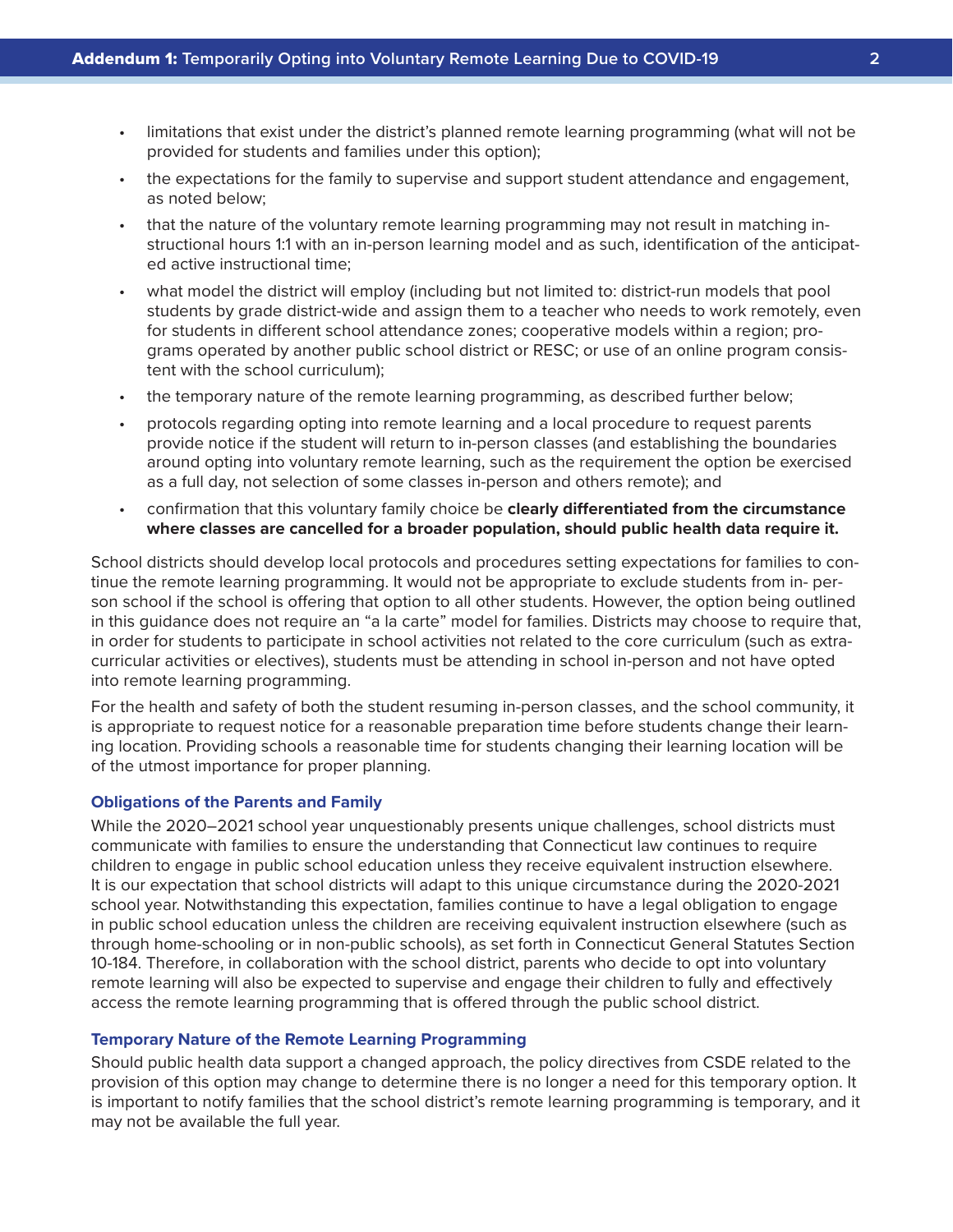- limitations that exist under the district's planned remote learning programming (what will not be provided for students and families under this option);
- the expectations for the family to supervise and support student attendance and engagement, as noted below;
- that the nature of the voluntary remote learning programming may not result in matching instructional hours 1:1 with an in-person learning model and as such, identification of the anticipated active instructional time;
- what model the district will employ (including but not limited to: district-run models that pool students by grade district-wide and assign them to a teacher who needs to work remotely, even for students in different school attendance zones; cooperative models within a region; programs operated by another public school district or RESC; or use of an online program consistent with the school curriculum);
- the temporary nature of the remote learning programming, as described further below;
- protocols regarding opting into remote learning and a local procedure to request parents provide notice if the student will return to in-person classes (and establishing the boundaries around opting into voluntary remote learning, such as the requirement the option be exercised as a full day, not selection of some classes in-person and others remote); and
- confirmation that this voluntary family choice be **clearly differentiated from the circumstance where classes are cancelled for a broader population, should public health data require it.**

School districts should develop local protocols and procedures setting expectations for families to continue the remote learning programming. It would not be appropriate to exclude students from in- person school if the school is offering that option to all other students. However, the option being outlined in this guidance does not require an "a la carte" model for families. Districts may choose to require that, in order for students to participate in school activities not related to the core curriculum (such as extracurricular activities or electives), students must be attending in school in-person and not have opted into remote learning programming.

For the health and safety of both the student resuming in-person classes, and the school community, it is appropriate to request notice for a reasonable preparation time before students change their learning location. Providing schools a reasonable time for students changing their learning location will be of the utmost importance for proper planning.

### Obligations of the Parents and Family

While the 2020–2021 school year unquestionably presents unique challenges, school districts must communicate with families to ensure the understanding that Connecticut law continues to require children to engage in public school education unless they receive equivalent instruction elsewhere. It is our expectation that school districts will adapt to this unique circumstance during the 2020-2021 school year. Notwithstanding this expectation, families continue to have a legal obligation to engage in public school education unless the children are receiving equivalent instruction elsewhere (such as through home-schooling or in non-public schools), as set forth in Connecticut General Statutes Section 10-184. Therefore, in collaboration with the school district, parents who decide to opt into voluntary remote learning will also be expected to supervise and engage their children to fully and effectively access the remote learning programming that is offered through the public school district.

### Temporary Nature of the Remote Learning Programming

Should public health data support a changed approach, the policy directives from CSDE related to the provision of this option may change to determine there is no longer a need for this temporary option. It is important to notify families that the school district's remote learning programming is temporary, and it may not be available the full year.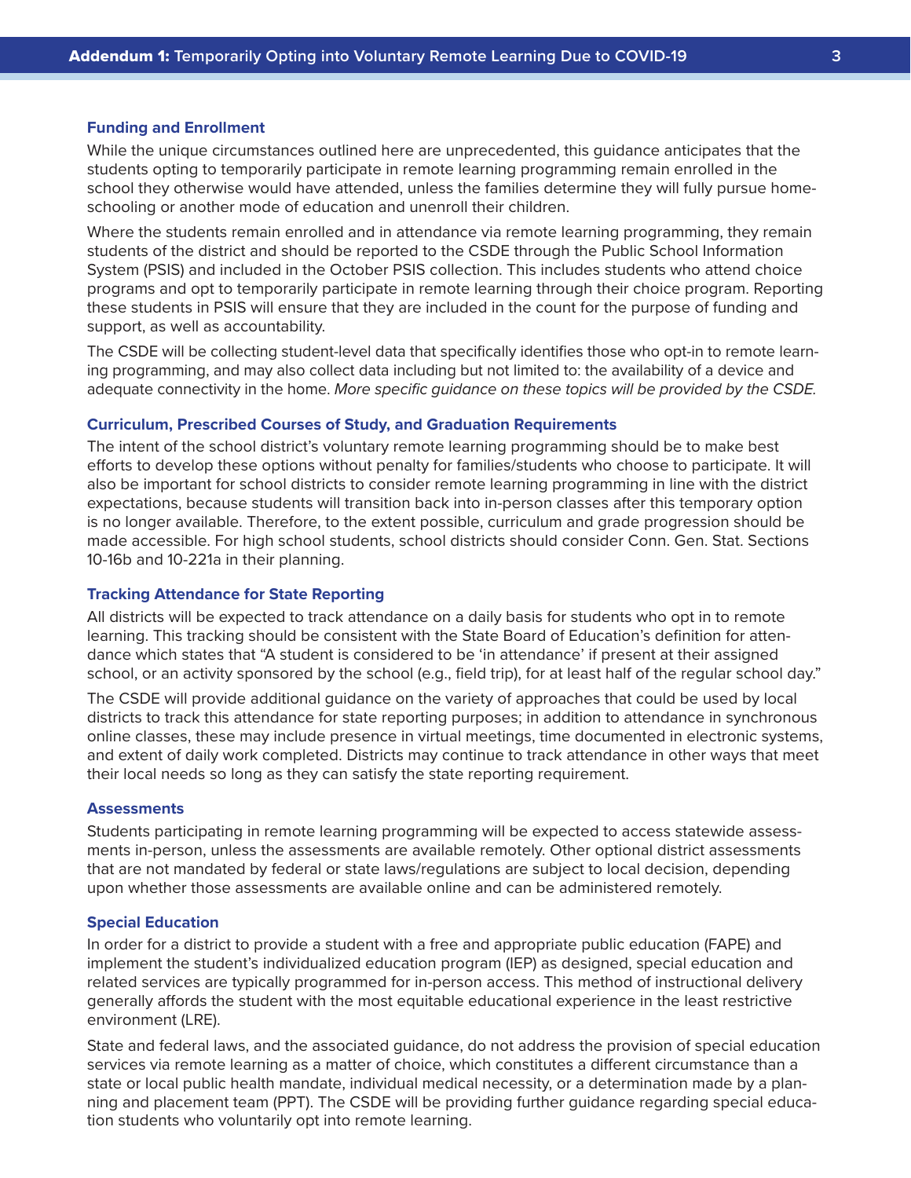### Funding and Enrollment

While the unique circumstances outlined here are unprecedented, this guidance anticipates that the students opting to temporarily participate in remote learning programming remain enrolled in the school they otherwise would have attended, unless the families determine they will fully pursue home-schooling or another mode of education and unenroll their children.

Where the students remain enrolled and in attendance via remote learning programming, they remain students of the district and should be reported to the CSDE through the Public School Information System (PSIS) and included in the October PSIS collection. This includes students who attend choice programs and opt to temporarily participate in remote learning through their choice program. Reporting these students in PSIS will ensure that they are included in the count for the purpose of funding and support, as well as accountability.

The CSDE will be collecting student-level data that specifically identifies those who opt-in to remote learning programming, and may also collect data including but not limited to: the availability of a device and adequate connectivity in the home. *More specific guidance on these topics will be provided by the CSDE.*

### Curriculum, Prescribed Courses of Study, and Graduation Requirements

The intent of the school district's voluntary remote learning programming should be to make best efforts to develop these options without penalty for families/students who choose to participate. It will also be important for school districts to consider remote learning programming in line with the district expectations, because students will transition back into in-person classes after this temporary option is no longer available. Therefore, to the extent possible, curriculum and grade progression should be made accessible. For high school students, school districts should consider Conn. Gen. Stat. Sections 10-16b and 10-221a in their planning.

### Tracking Attendance for State Reporting

All districts will be expected to track attendance on a daily basis for students who opt in to remote learning. This tracking should be consistent with the State Board of Education's definition for attendance which states that "A student is considered to be 'in attendance' if present at their assigned school, or an activity sponsored by the school (e.g., field trip), for at least half of the regular school day."

The CSDE will provide additional guidance on the variety of approaches that could be used by local districts to track this attendance for state reporting purposes; in addition to attendance in synchronous online classes, these may include presence in virtual meetings, time documented in electronic systems, and extent of daily work completed. Districts may continue to track attendance in other ways that meet their local needs so long as they can satisfy the state reporting requirement.

### Assessments

Students participating in remote learning programming will be expected to access statewide assessments in-person, unless the assessments are available remotely. Other optional district assessments that are not mandated by federal or state laws/regulations are subject to local decision, depending upon whether those assessments are available online and can be administered remotely.

### Special Education

In order for a district to provide a student with a free and appropriate public education (FAPE) and implement the student's individualized education program (IEP) as designed, special education and related services are typically programmed for in-person access. This method of instructional delivery generally affords the student with the most equitable educational experience in the least restrictive environment (LRE).

State and federal laws, and the associated guidance, do not address the provision of special education services via remote learning as a matter of choice, which constitutes a different circumstance than a state or local public health mandate, individual medical necessity, or a determination made by a planning and placement team (PPT). The CSDE will be providing further guidance regarding special education students who voluntarily opt into remote learning.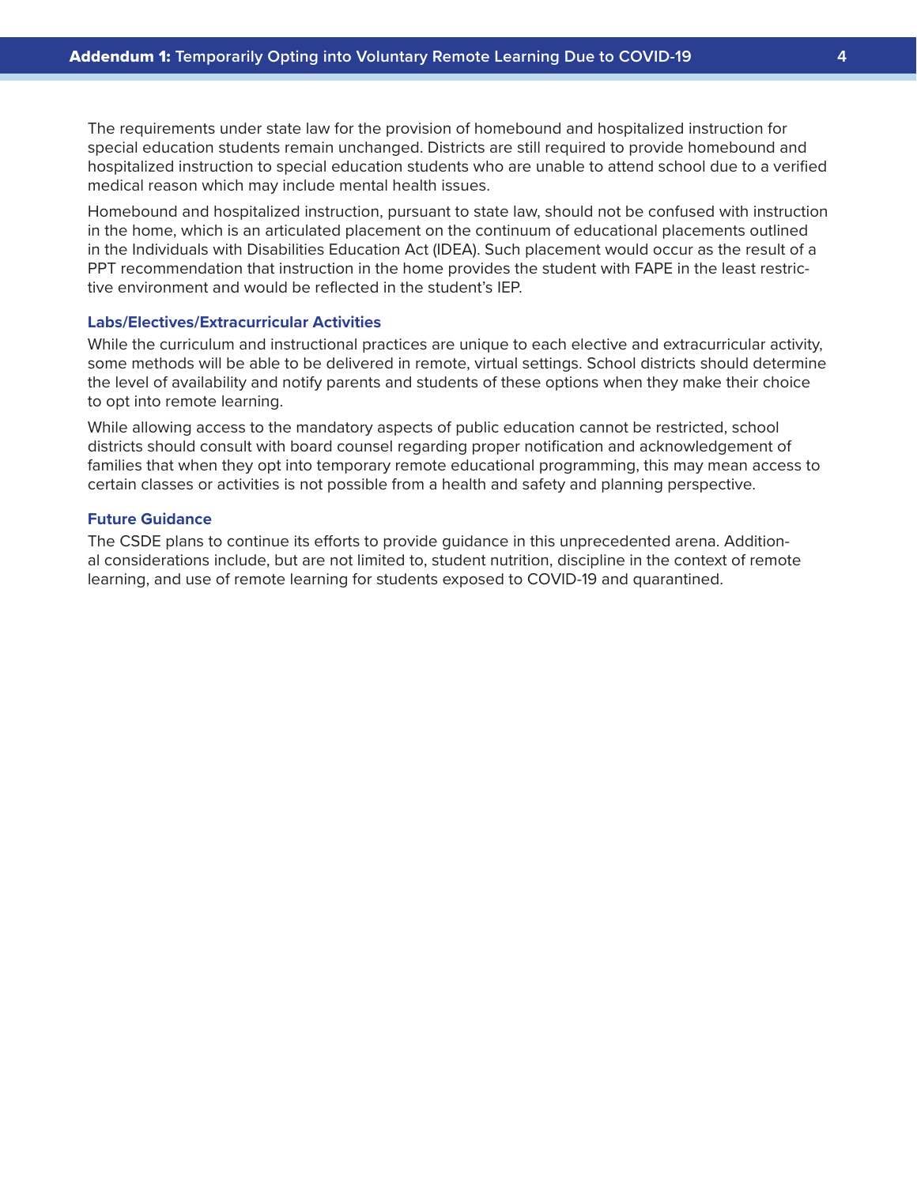The requirements under state law for the provision of homebound and hospitalized instruction for special education students remain unchanged. Districts are still required to provide homebound and hospitalized instruction to special education students who are unable to attend school due to a verified medical reason which may include mental health issues.

Homebound and hospitalized instruction, pursuant to state law, should not be confused with instruction in the home, which is an articulated placement on the continuum of educational placements outlined in the Individuals with Disabilities Education Act (IDEA). Such placement would occur as the result of a PPT recommendation that instruction in the home provides the student with FAPE in the least restrictive environment and would be reflected in the student's IEP.

### Labs/Electives/Extracurricular Activities

While the curriculum and instructional practices are unique to each elective and extracurricular activity, some methods will be able to be delivered in remote, virtual settings. School districts should determine the level of availability and notify parents and students of these options when they make their choice to opt into remote learning.

While allowing access to the mandatory aspects of public education cannot be restricted, school districts should consult with board counsel regarding proper notification and acknowledgement of families that when they opt into temporary remote educational programming, this may mean access to certain classes or activities is not possible from a health and safety and planning perspective.

### Future Guidance

The CSDE plans to continue its efforts to provide guidance in this unprecedented arena. Additional considerations include, but are not limited to, student nutrition, discipline in the context of remote learning, and use of remote learning for students exposed to COVID-19 and quarantined.